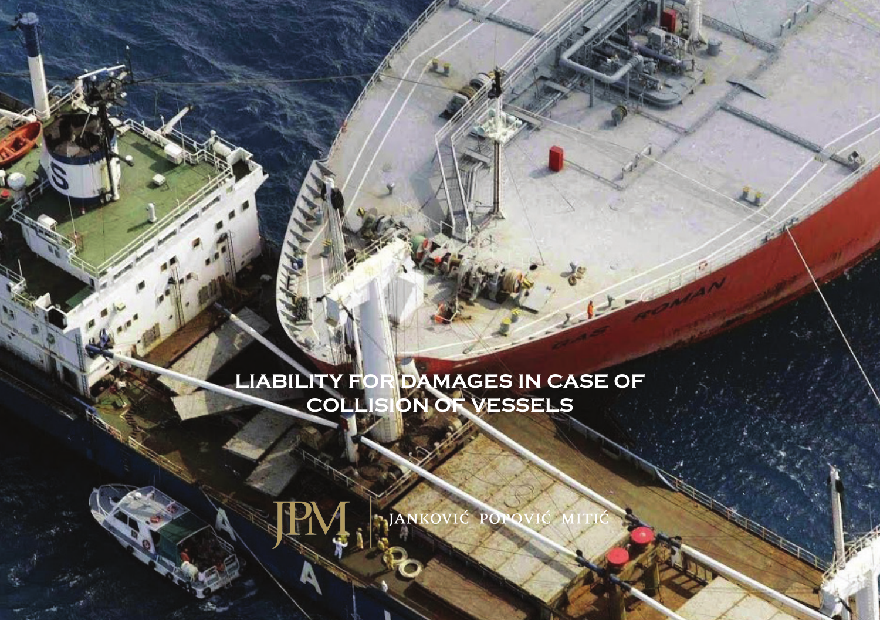# LIABILITY FOR DAMAGES IN CASE OF COLLISION OF VESSELS

JPM | JANKOVIĆ POPOVIĆ MITIĆ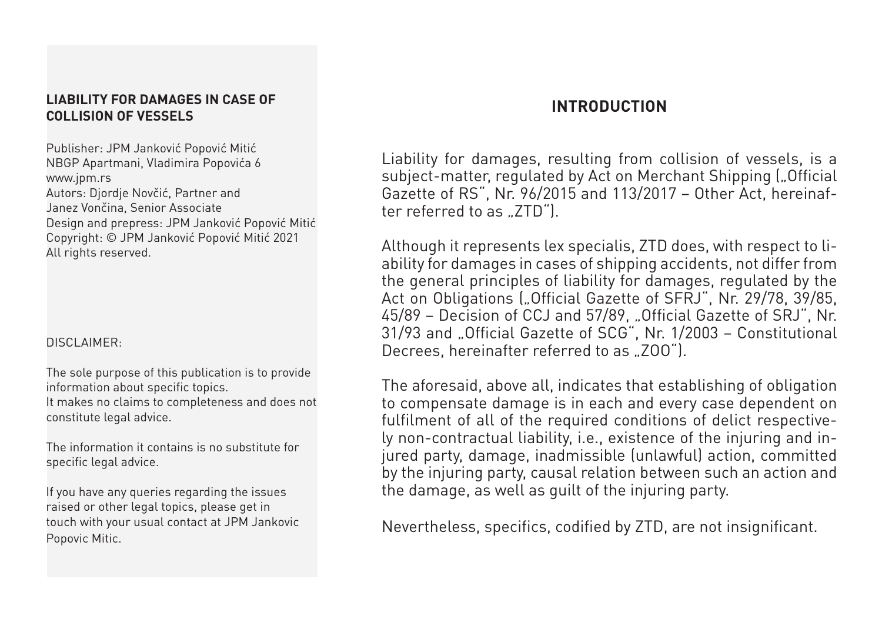**LIABILITY FOR DAMAGES IN CASE OF COLLISION OF VESSELS**

Publisher: JPM Janković Popović Mitić
NBGP Apartmani, Vladimira Popovića 6
www.jpm.rs
Autors: Djordje Novčić, Partner and
Janez Vončina, Senior Associate
Design and prepress: JPM Janković Popović Mitić
Copyright: © JPM Janković Popović Mitić 2021
All rights reserved.

DISCLAIMER:

The sole purpose of this publication is to provide information about specific topics.
It makes no claims to completeness and does not constitute legal advice.

The information it contains is no substitute for specific legal advice.

If you have any queries regarding the issues raised or other legal topics, please get in touch with your usual contact at JPM Jankovic Popovic Mitic.

## INTRODUCTION

Liability for damages, resulting from collision of vessels, is a subject-matter, regulated by Act on Merchant Shipping („Official Gazette of RS", Nr. 96/2015 and 113/2017 – Other Act, hereinafter referred to as „ZTD").

Although it represents lex specialis, ZTD does, with respect to liability for damages in cases of shipping accidents, not differ from the general principles of liability for damages, regulated by the Act on Obligations („Official Gazette of SFRJ", Nr. 29/78, 39/85, 45/89 – Decision of CCJ and 57/89, „Official Gazette of SRJ", Nr. 31/93 and „Official Gazette of SCG", Nr. 1/2003 – Constitutional Decrees, hereinafter referred to as „ZOO").

The aforesaid, above all, indicates that establishing of obligation to compensate damage is in each and every case dependent on fulfilment of all of the required conditions of delict respectively non-contractual liability, i.e., existence of the injuring and injured party, damage, inadmissible (unlawful) action, committed by the injuring party, causal relation between such an action and the damage, as well as guilt of the injuring party.

Nevertheless, specifics, codified by ZTD, are not insignificant.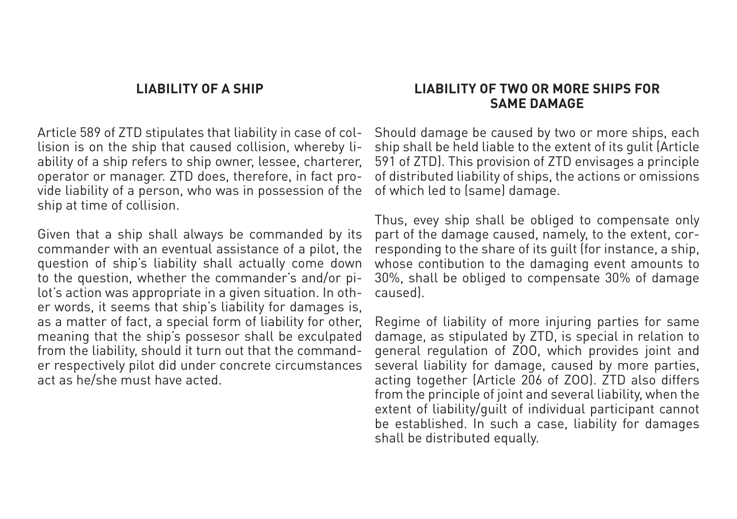## LIABILITY OF A SHIP

Article 589 of ZTD stipulates that liability in case of collision is on the ship that caused collision, whereby liability of a ship refers to ship owner, lessee, charterer, operator or manager. ZTD does, therefore, in fact provide liability of a person, who was in possession of the ship at time of collision.

Given that a ship shall always be commanded by its commander with an eventual assistance of a pilot, the question of ship's liability shall actually come down to the question, whether the commander's and/or pilot's action was appropriate in a given situation. In other words, it seems that ship's liability for damages is, as a matter of fact, a special form of liability for other, meaning that the ship's possesor shall be exculpated from the liability, should it turn out that the commander respectively pilot did under concrete circumstances act as he/she must have acted.

## LIABILITY OF TWO OR MORE SHIPS FOR SAME DAMAGE

Should damage be caused by two or more ships, each ship shall be held liable to the extent of its gulit (Article 591 of ZTD). This provision of ZTD envisages a principle of distributed liability of ships, the actions or omissions of which led to (same) damage.

Thus, evey ship shall be obliged to compensate only part of the damage caused, namely, to the extent, corresponding to the share of its guilt (for instance, a ship, whose contibution to the damaging event amounts to 30%, shall be obliged to compensate 30% of damage caused).

Regime of liability of more injuring parties for same damage, as stipulated by ZTD, is special in relation to general regulation of ZOO, which provides joint and several liability for damage, caused by more parties, acting together (Article 206 of ZOO). ZTD also differs from the principle of joint and several liability, when the extent of liability/guilt of individual participant cannot be established. In such a case, liability for damages shall be distributed equally.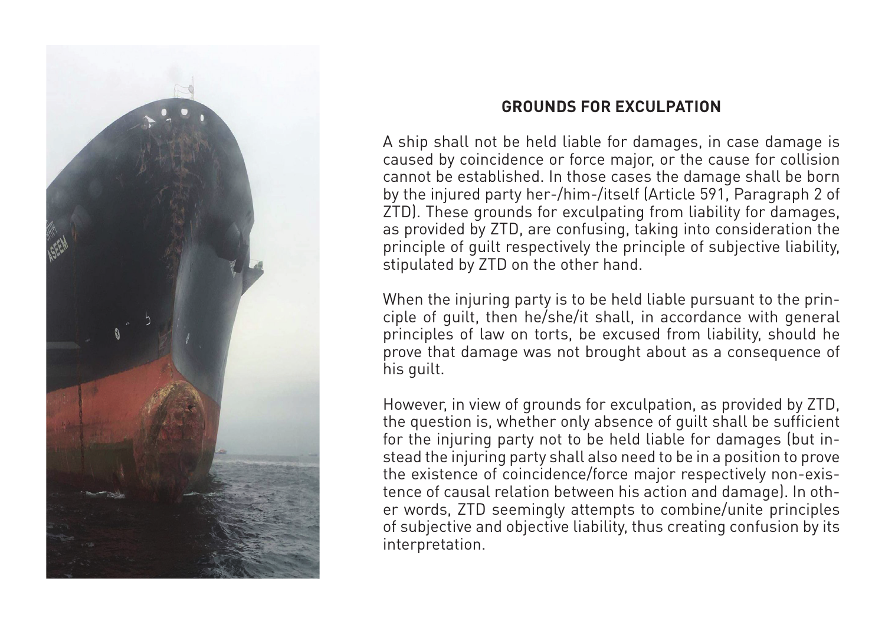## GROUNDS FOR EXCULPATION

A ship shall not be held liable for damages, in case damage is caused by coincidence or force major, or the cause for collision cannot be established. In those cases the damage shall be born by the injured party her-/him-/itself (Article 591, Paragraph 2 of ZTD). These grounds for exculpating from liability for damages, as provided by ZTD, are confusing, taking into consideration the principle of guilt respectively the principle of subjective liability, stipulated by ZTD on the other hand.

When the injuring party is to be held liable pursuant to the principle of guilt, then he/she/it shall, in accordance with general principles of law on torts, be excused from liability, should he prove that damage was not brought about as a consequence of his guilt.

However, in view of grounds for exculpation, as provided by ZTD, the question is, whether only absence of guilt shall be sufficient for the injuring party not to be held liable for damages (but instead the injuring party shall also need to be in a position to prove the existence of coincidence/force major respectively non-existence of causal relation between his action and damage). In other words, ZTD seemingly attempts to combine/unite principles of subjective and objective liability, thus creating confusion by its interpretation.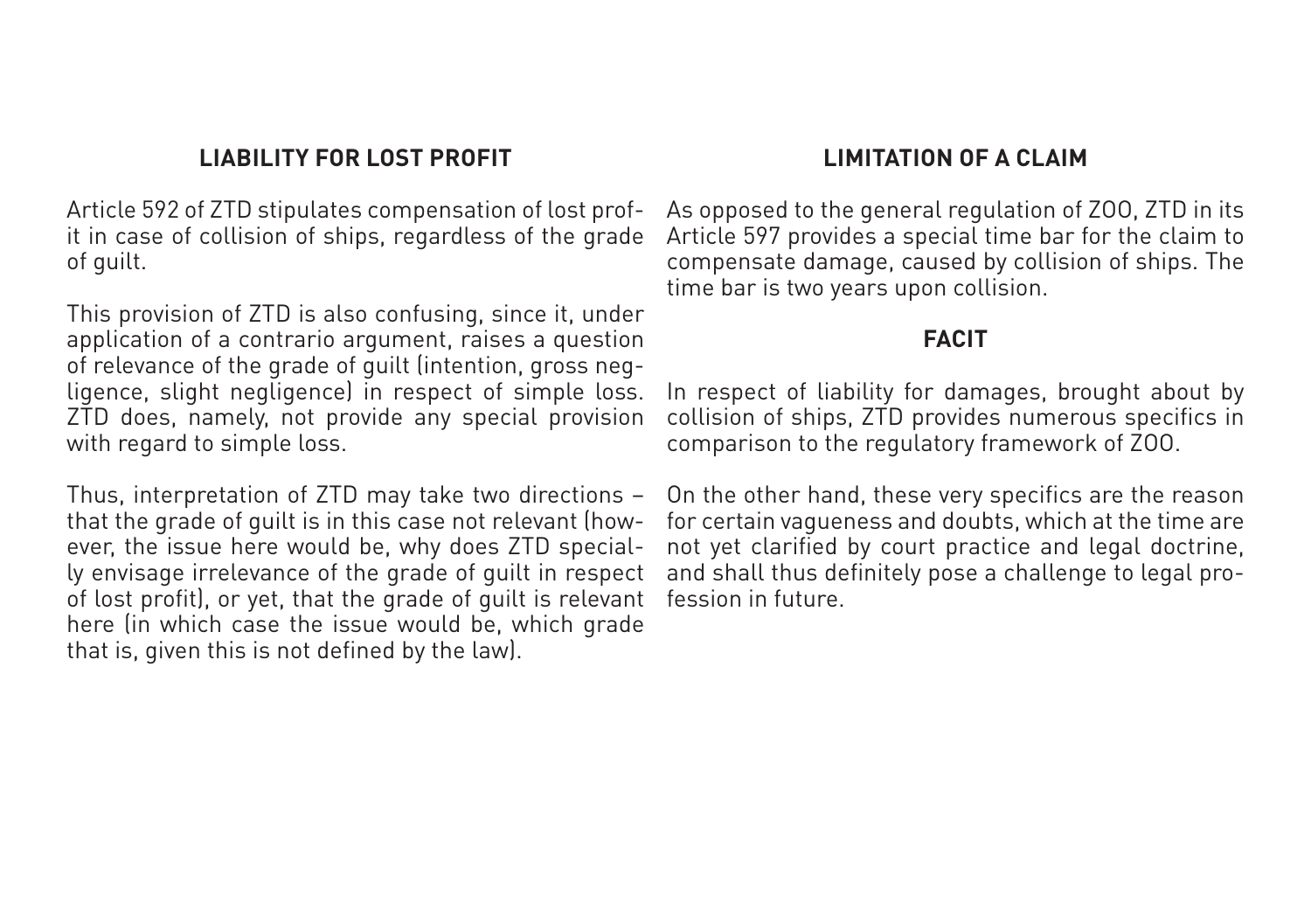## LIABILITY FOR LOST PROFIT

Article 592 of ZTD stipulates compensation of lost profit in case of collision of ships, regardless of the grade of guilt.

This provision of ZTD is also confusing, since it, under application of a contrario argument, raises a question of relevance of the grade of guilt (intention, gross negligence, slight negligence) in respect of simple loss. ZTD does, namely, not provide any special provision with regard to simple loss.

Thus, interpretation of ZTD may take two directions – that the grade of guilt is in this case not relevant (however, the issue here would be, why does ZTD specially envisage irrelevance of the grade of guilt in respect of lost profit), or yet, that the grade of guilt is relevant here (in which case the issue would be, which grade that is, given this is not defined by the law).

## LIMITATION OF A CLAIM

As opposed to the general regulation of ZOO, ZTD in its Article 597 provides a special time bar for the claim to compensate damage, caused by collision of ships. The time bar is two years upon collision.

## FACIT

In respect of liability for damages, brought about by collision of ships, ZTD provides numerous specifics in comparison to the regulatory framework of ZOO.

On the other hand, these very specifics are the reason for certain vagueness and doubts, which at the time are not yet clarified by court practice and legal doctrine, and shall thus definitely pose a challenge to legal profession in future.